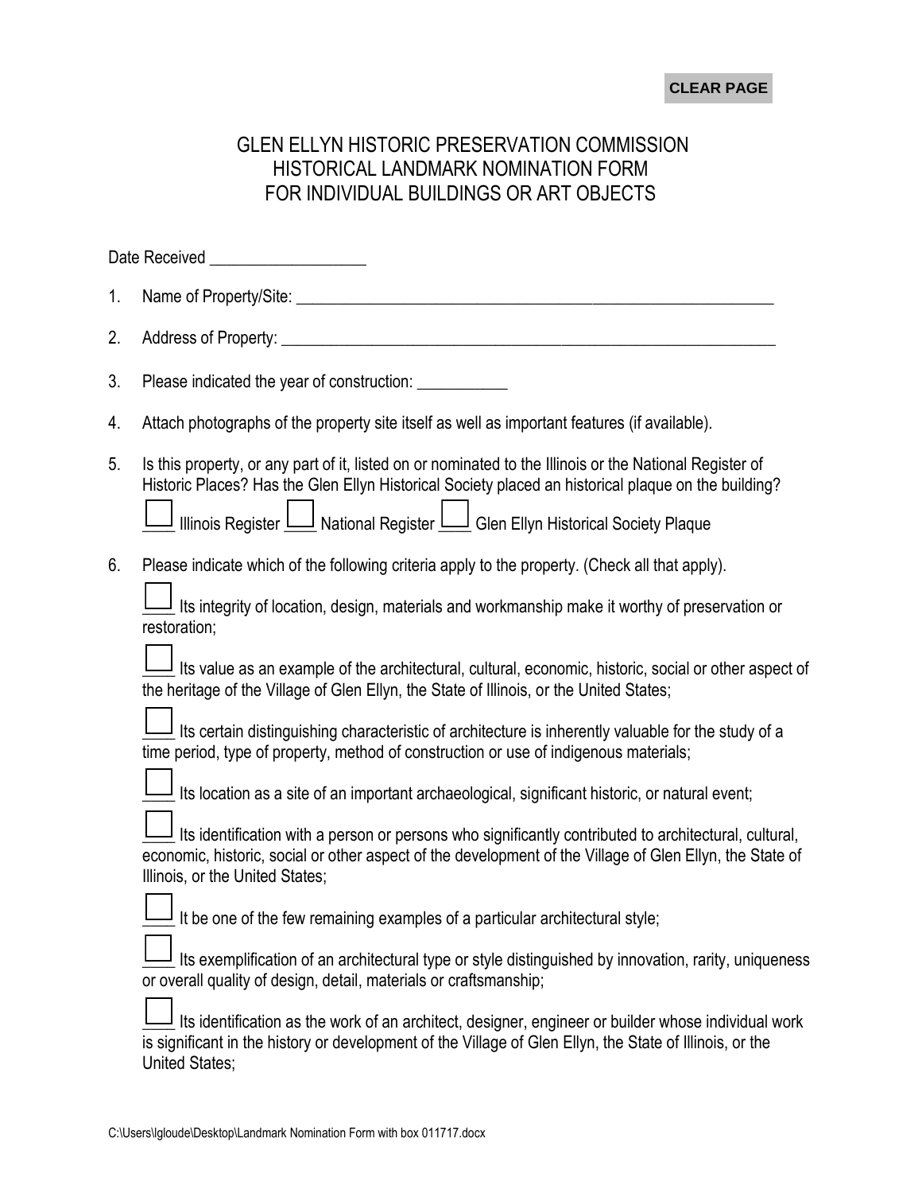CLEAR PAGE

# GLEN ELLYN HISTORIC PRESERVATION COMMISSION
# HISTORICAL LANDMARK NOMINATION FORM
# FOR INDIVIDUAL BUILDINGS OR ART OBJECTS

Date Received ___________________

1. Name of Property/Site: ____________________________________________________________

2. Address of Property: ______________________________________________________________

3. Please indicated the year of construction: ___________

4. Attach photographs of the property site itself as well as important features (if available).

5. Is this property, or any part of it, listed on or nominated to the Illinois or the National Register of Historic Places? Has the Glen Ellyn Historical Society placed an historical plaque on the building?

   ☐ Illinois Register ☐ National Register ☐ Glen Ellyn Historical Society Plaque

6. Please indicate which of the following criteria apply to the property. (Check all that apply).

   ☐ Its integrity of location, design, materials and workmanship make it worthy of preservation or restoration;

   ☐ Its value as an example of the architectural, cultural, economic, historic, social or other aspect of the heritage of the Village of Glen Ellyn, the State of Illinois, or the United States;

   ☐ Its certain distinguishing characteristic of architecture is inherently valuable for the study of a time period, type of property, method of construction or use of indigenous materials;

   ☐ Its location as a site of an important archaeological, significant historic, or natural event;

   ☐ Its identification with a person or persons who significantly contributed to architectural, cultural, economic, historic, social or other aspect of the development of the Village of Glen Ellyn, the State of Illinois, or the United States;

   ☐ It be one of the few remaining examples of a particular architectural style;

   ☐ Its exemplification of an architectural type or style distinguished by innovation, rarity, uniqueness or overall quality of design, detail, materials or craftsmanship;

   ☐ Its identification as the work of an architect, designer, engineer or builder whose individual work is significant in the history or development of the Village of Glen Ellyn, the State of Illinois, or the United States;

C:\Users\lgloude\Desktop\Landmark Nomination Form with box 011717.docx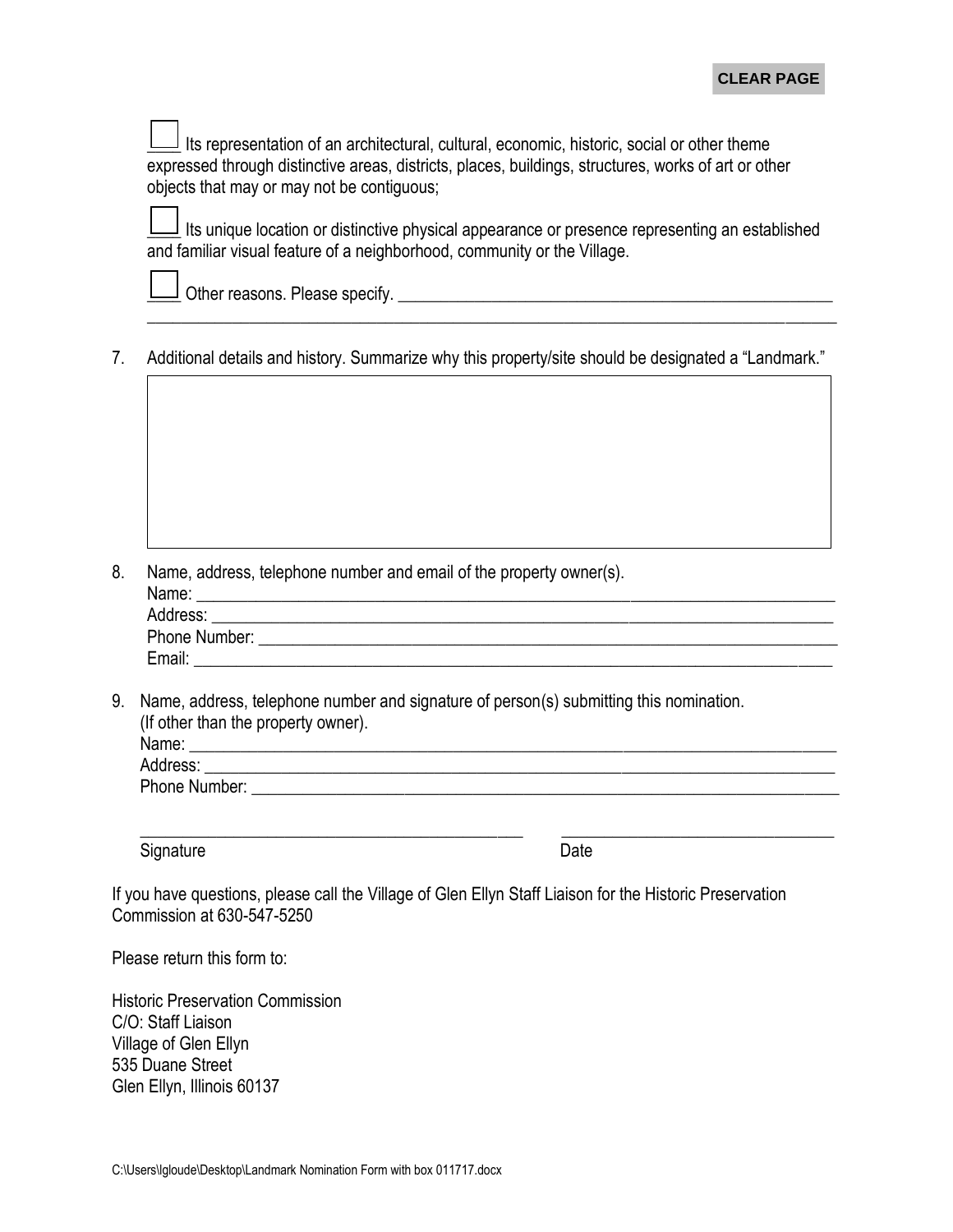CLEAR PAGE

☐ Its representation of an architectural, cultural, economic, historic, social or other theme expressed through distinctive areas, districts, places, buildings, structures, works of art or other objects that may or may not be contiguous;

☐ Its unique location or distinctive physical appearance or presence representing an established and familiar visual feature of a neighborhood, community or the Village.

☐ Other reasons. Please specify. ____________________________________________________

______________________________________________________________________________

7. Additional details and history. Summarize why this property/site should be designated a "Landmark."

| |
|---|
| |

8. Name, address, telephone number and email of the property owner(s).
   Name: ________________________________________________________________________
   Address: ______________________________________________________________________
   Phone Number: _________________________________________________________________
   Email: ________________________________________________________________________

9. Name, address, telephone number and signature of person(s) submitting this nomination. (If other than the property owner).
   Name: ________________________________________________________________________
   Address: ______________________________________________________________________
   Phone Number: _________________________________________________________________

_____________________________________________ _________________________________
Signature Date

If you have questions, please call the Village of Glen Ellyn Staff Liaison for the Historic Preservation Commission at 630-547-5250

Please return this form to:

Historic Preservation Commission
C/O: Staff Liaison
Village of Glen Ellyn
535 Duane Street
Glen Ellyn, Illinois 60137

C:\Users\lgloude\Desktop\Landmark Nomination Form with box 011717.docx